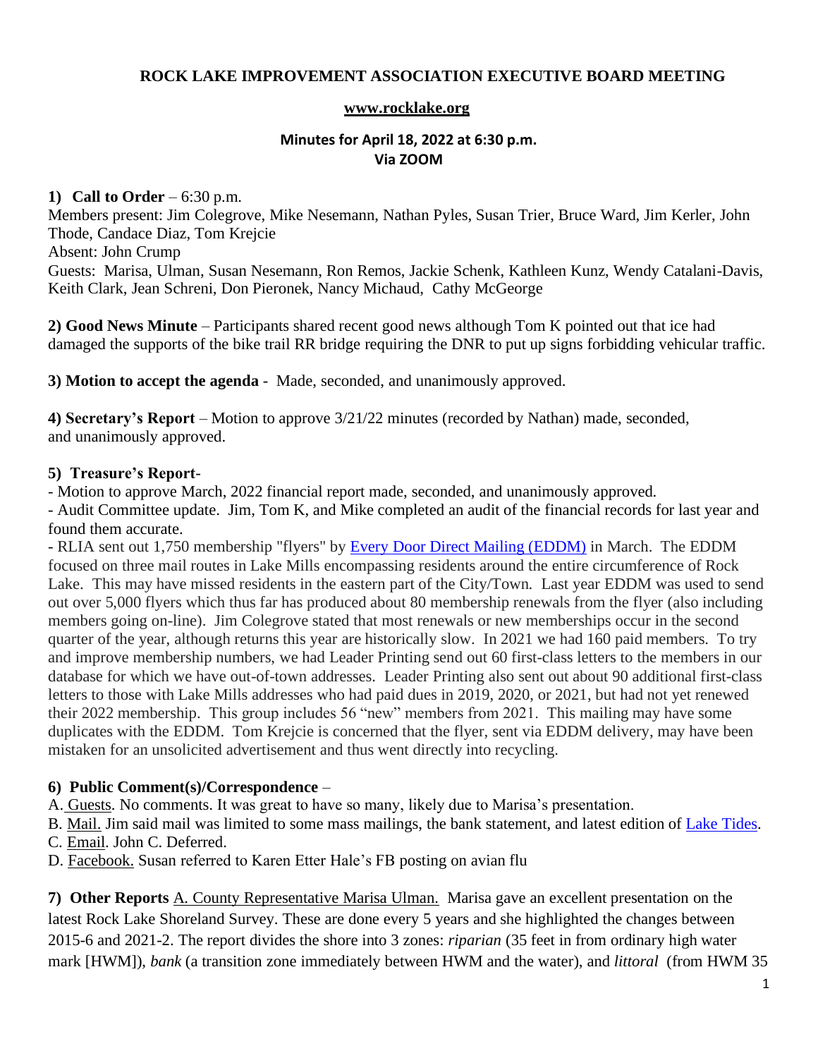# ROCK LAKE IMPROVEMENT ASSOCIATION EXECUTIVE BOARD MEETING

**www.rocklake.org**

**Minutes for April 18, 2022 at 6:30 p.m.**
**Via ZOOM**

**1) Call to Order** – 6:30 p.m.
Members present: Jim Colegrove, Mike Nesemann, Nathan Pyles, Susan Trier, Bruce Ward, Jim Kerler, John Thode, Candace Diaz, Tom Krejcie
Absent: John Crump
Guests: Marisa, Ulman, Susan Nesemann, Ron Remos, Jackie Schenk, Kathleen Kunz, Wendy Catalani-Davis, Keith Clark, Jean Schreni, Don Pieronek, Nancy Michaud, Cathy McGeorge

**2) Good News Minute** – Participants shared recent good news although Tom K pointed out that ice had damaged the supports of the bike trail RR bridge requiring the DNR to put up signs forbidding vehicular traffic.

**3) Motion to accept the agenda** - Made, seconded, and unanimously approved.

**4) Secretary's Report** – Motion to approve 3/21/22 minutes (recorded by Nathan) made, seconded, and unanimously approved.

**5) Treasure's Report**-

- Motion to approve March, 2022 financial report made, seconded, and unanimously approved.
- Audit Committee update. Jim, Tom K, and Mike completed an audit of the financial records for last year and found them accurate.
- RLIA sent out 1,750 membership "flyers" by Every Door Direct Mailing (EDDM) in March. The EDDM focused on three mail routes in Lake Mills encompassing residents around the entire circumference of Rock Lake. This may have missed residents in the eastern part of the City/Town. Last year EDDM was used to send out over 5,000 flyers which thus far has produced about 80 membership renewals from the flyer (also including members going on-line). Jim Colegrove stated that most renewals or new memberships occur in the second quarter of the year, although returns this year are historically slow. In 2021 we had 160 paid members. To try and improve membership numbers, we had Leader Printing send out 60 first-class letters to the members in our database for which we have out-of-town addresses. Leader Printing also sent out about 90 additional first-class letters to those with Lake Mills addresses who had paid dues in 2019, 2020, or 2021, but had not yet renewed their 2022 membership. This group includes 56 "new" members from 2021. This mailing may have some duplicates with the EDDM. Tom Krejcie is concerned that the flyer, sent via EDDM delivery, may have been mistaken for an unsolicited advertisement and thus went directly into recycling.

**6) Public Comment(s)/Correspondence** –

A. Guests. No comments. It was great to have so many, likely due to Marisa's presentation.
B. Mail. Jim said mail was limited to some mass mailings, the bank statement, and latest edition of Lake Tides.
C. Email. John C. Deferred.
D. Facebook. Susan referred to Karen Etter Hale's FB posting on avian flu

**7) Other Reports** A. County Representative Marisa Ulman. Marisa gave an excellent presentation on the latest Rock Lake Shoreland Survey. These are done every 5 years and she highlighted the changes between 2015-6 and 2021-2. The report divides the shore into 3 zones: *riparian* (35 feet in from ordinary high water mark [HWM]), *bank* (a transition zone immediately between HWM and the water), and *littoral* (from HWM 35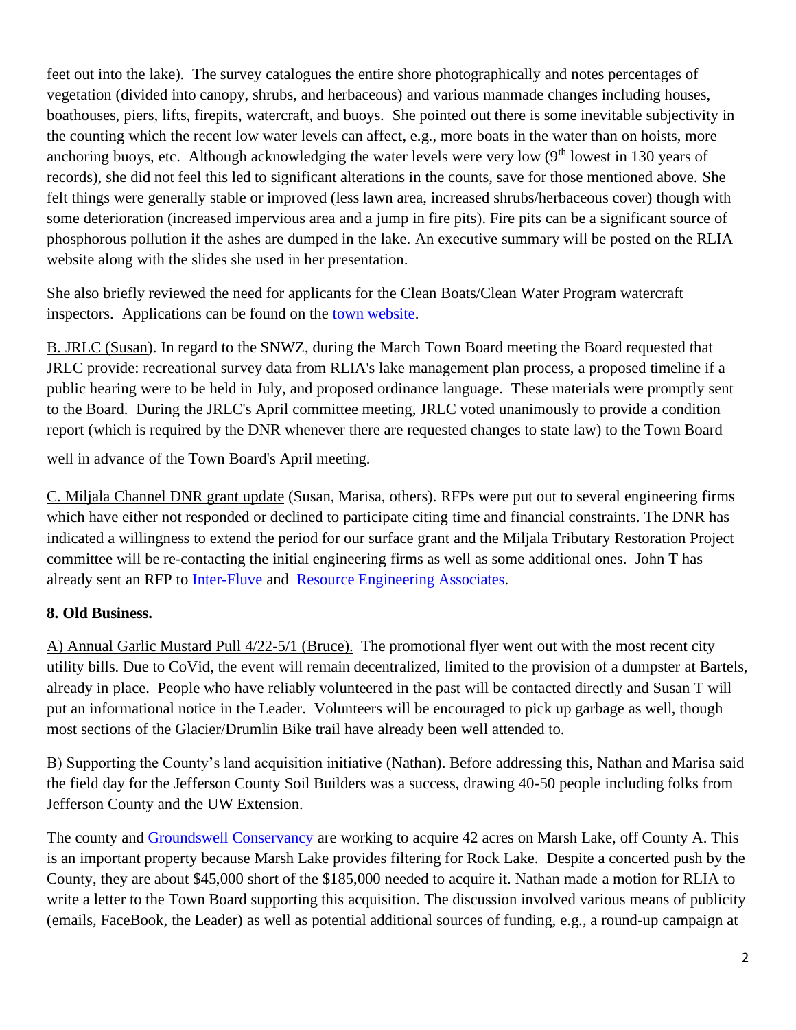feet out into the lake). The survey catalogues the entire shore photographically and notes percentages of vegetation (divided into canopy, shrubs, and herbaceous) and various manmade changes including houses, boathouses, piers, lifts, firepits, watercraft, and buoys. She pointed out there is some inevitable subjectivity in the counting which the recent low water levels can affect, e.g., more boats in the water than on hoists, more anchoring buoys, etc. Although acknowledging the water levels were very low (9th lowest in 130 years of records), she did not feel this led to significant alterations in the counts, save for those mentioned above. She felt things were generally stable or improved (less lawn area, increased shrubs/herbaceous cover) though with some deterioration (increased impervious area and a jump in fire pits). Fire pits can be a significant source of phosphorous pollution if the ashes are dumped in the lake. An executive summary will be posted on the RLIA website along with the slides she used in her presentation.

She also briefly reviewed the need for applicants for the Clean Boats/Clean Water Program watercraft inspectors. Applications can be found on the [town website](#).

B. JRLC (Susan). In regard to the SNWZ, during the March Town Board meeting the Board requested that JRLC provide: recreational survey data from RLIA's lake management plan process, a proposed timeline if a public hearing were to be held in July, and proposed ordinance language. These materials were promptly sent to the Board. During the JRLC's April committee meeting, JRLC voted unanimously to provide a condition report (which is required by the DNR whenever there are requested changes to state law) to the Town Board well in advance of the Town Board's April meeting.

C. Miljala Channel DNR grant update (Susan, Marisa, others). RFPs were put out to several engineering firms which have either not responded or declined to participate citing time and financial constraints. The DNR has indicated a willingness to extend the period for our surface grant and the Miljala Tributary Restoration Project committee will be re-contacting the initial engineering firms as well as some additional ones. John T has already sent an RFP to [Inter-Fluve](#) and [Resource Engineering Associates](#).

**8. Old Business.**

A) Annual Garlic Mustard Pull 4/22-5/1 (Bruce). The promotional flyer went out with the most recent city utility bills. Due to CoVid, the event will remain decentralized, limited to the provision of a dumpster at Bartels, already in place. People who have reliably volunteered in the past will be contacted directly and Susan T will put an informational notice in the Leader. Volunteers will be encouraged to pick up garbage as well, though most sections of the Glacier/Drumlin Bike trail have already been well attended to.

B) Supporting the County's land acquisition initiative (Nathan). Before addressing this, Nathan and Marisa said the field day for the Jefferson County Soil Builders was a success, drawing 40-50 people including folks from Jefferson County and the UW Extension.

The county and [Groundswell Conservancy](#) are working to acquire 42 acres on Marsh Lake, off County A. This is an important property because Marsh Lake provides filtering for Rock Lake. Despite a concerted push by the County, they are about $45,000 short of the $185,000 needed to acquire it. Nathan made a motion for RLIA to write a letter to the Town Board supporting this acquisition. The discussion involved various means of publicity (emails, FaceBook, the Leader) as well as potential additional sources of funding, e.g., a round-up campaign at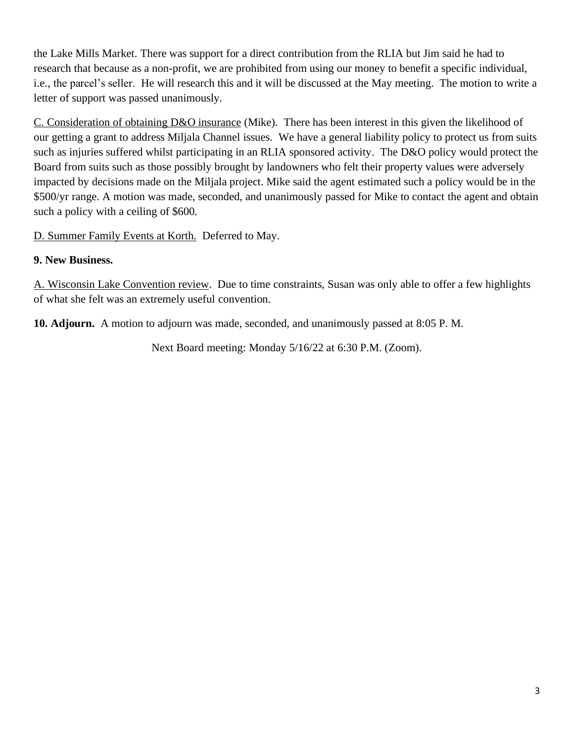the Lake Mills Market. There was support for a direct contribution from the RLIA but Jim said he had to research that because as a non-profit, we are prohibited from using our money to benefit a specific individual, i.e., the parcel's seller. He will research this and it will be discussed at the May meeting. The motion to write a letter of support was passed unanimously.

<u>C. Consideration of obtaining D&O insurance</u> (Mike). There has been interest in this given the likelihood of our getting a grant to address Miljala Channel issues. We have a general liability policy to protect us from suits such as injuries suffered whilst participating in an RLIA sponsored activity. The D&O policy would protect the Board from suits such as those possibly brought by landowners who felt their property values were adversely impacted by decisions made on the Miljala project. Mike said the agent estimated such a policy would be in the $500/yr range. A motion was made, seconded, and unanimously passed for Mike to contact the agent and obtain such a policy with a ceiling of $600.

<u>D. Summer Family Events at Korth.</u> Deferred to May.

**9. New Business.**

<u>A. Wisconsin Lake Convention review</u>. Due to time constraints, Susan was only able to offer a few highlights of what she felt was an extremely useful convention.

**10. Adjourn.** A motion to adjourn was made, seconded, and unanimously passed at 8:05 P. M.

Next Board meeting: Monday 5/16/22 at 6:30 P.M. (Zoom).